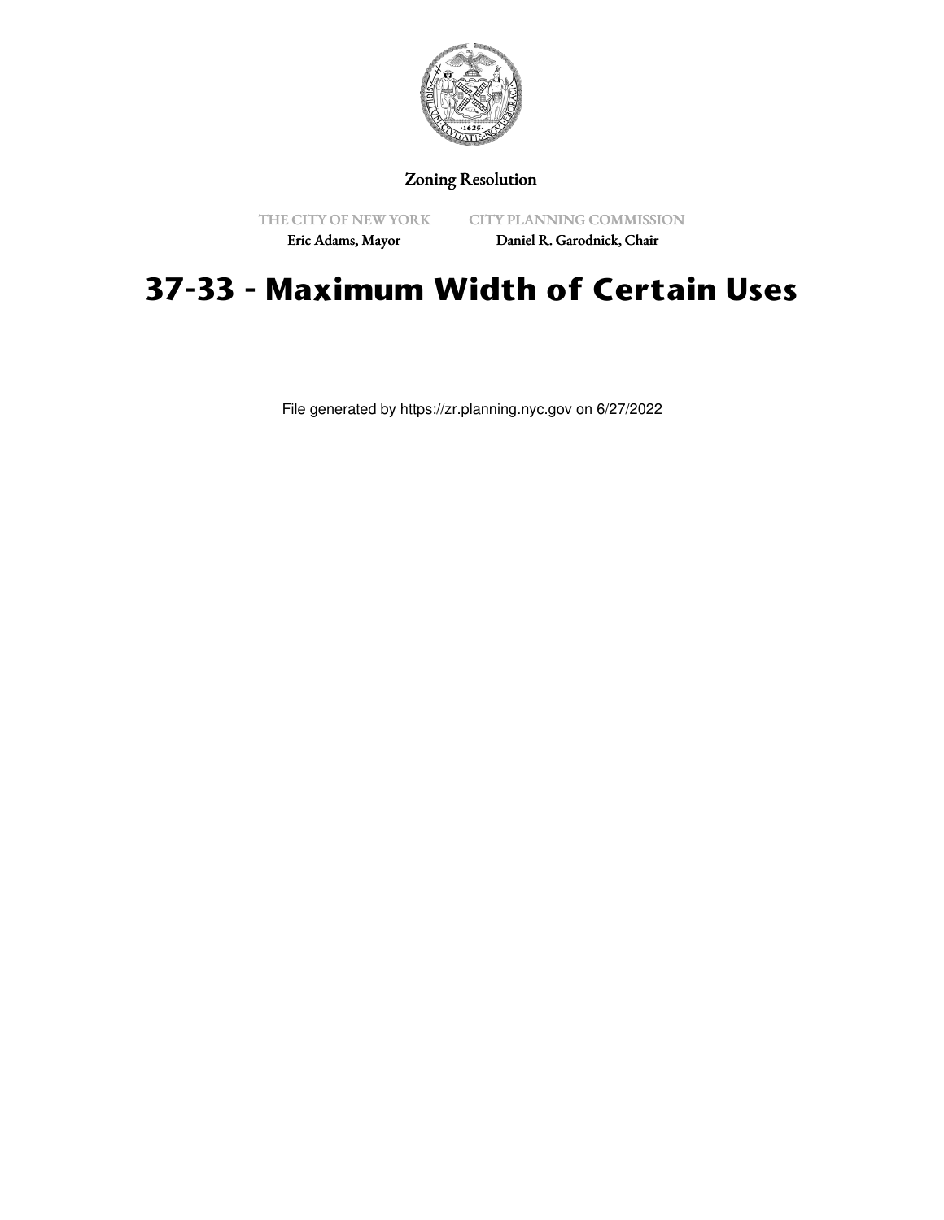Zoning Resolution

THE CITY OF NEW YORK
Eric Adams, Mayor

CITY PLANNING COMMISSION
Daniel R. Garodnick, Chair

# 37-33 - Maximum Width of Certain Uses

File generated by https://zr.planning.nyc.gov on 6/27/2022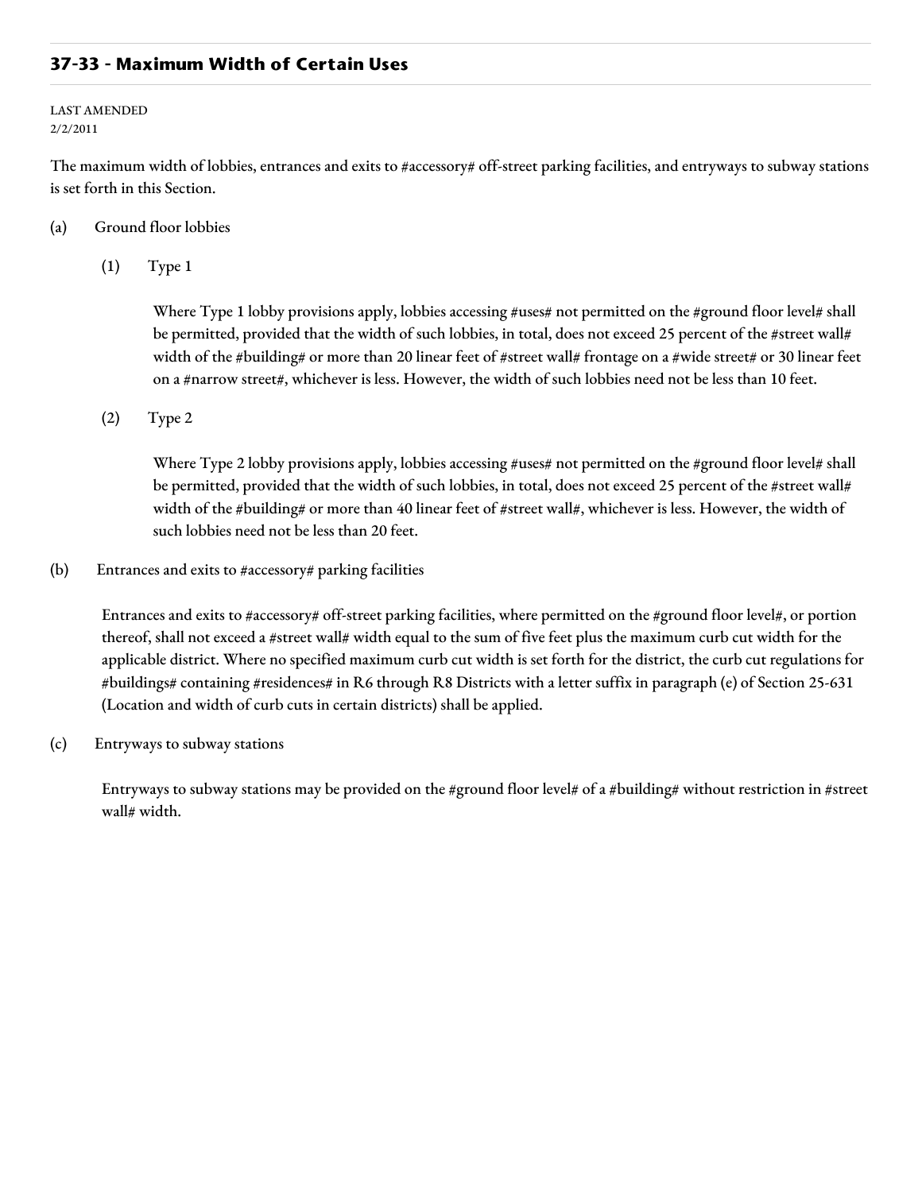## 37-33 - Maximum Width of Certain Uses

LAST AMENDED
2/2/2011

The maximum width of lobbies, entrances and exits to #accessory# off-street parking facilities, and entryways to subway stations is set forth in this Section.

(a) Ground floor lobbies

(1) Type 1

Where Type 1 lobby provisions apply, lobbies accessing #uses# not permitted on the #ground floor level# shall be permitted, provided that the width of such lobbies, in total, does not exceed 25 percent of the #street wall# width of the #building# or more than 20 linear feet of #street wall# frontage on a #wide street# or 30 linear feet on a #narrow street#, whichever is less. However, the width of such lobbies need not be less than 10 feet.

(2) Type 2

Where Type 2 lobby provisions apply, lobbies accessing #uses# not permitted on the #ground floor level# shall be permitted, provided that the width of such lobbies, in total, does not exceed 25 percent of the #street wall# width of the #building# or more than 40 linear feet of #street wall#, whichever is less. However, the width of such lobbies need not be less than 20 feet.

(b) Entrances and exits to #accessory# parking facilities

Entrances and exits to #accessory# off-street parking facilities, where permitted on the #ground floor level#, or portion thereof, shall not exceed a #street wall# width equal to the sum of five feet plus the maximum curb cut width for the applicable district. Where no specified maximum curb cut width is set forth for the district, the curb cut regulations for #buildings# containing #residences# in R6 through R8 Districts with a letter suffix in paragraph (e) of Section 25-631 (Location and width of curb cuts in certain districts) shall be applied.

(c) Entryways to subway stations

Entryways to subway stations may be provided on the #ground floor level# of a #building# without restriction in #street wall# width.